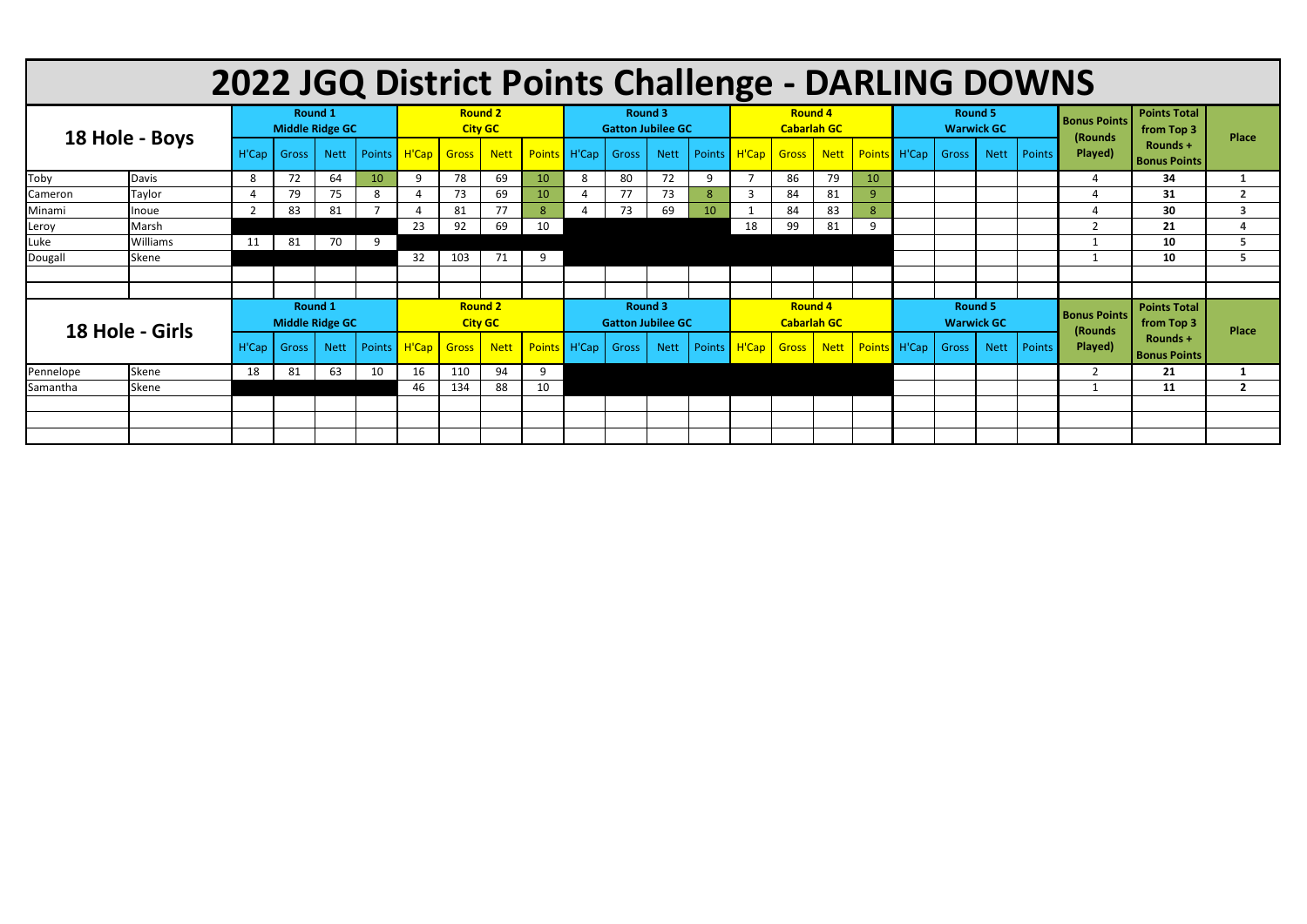# 2022 JQQ District Points Challenge - DARLING DOWNS

| 18 Hole - Boys | | Round 1 Middle Ridge GC | | | | Round 2 City GC | | | | Round 3 Gatton Jubilee GC | | | | Round 4 Cabarlah GC | | | | Round 5 Warwick GC | | | | Bonus Points (Rounds Played) | Points Total from Top 3 Rounds + Bonus Points | Place |
|---|---|---|---|---|---|---|---|---|---|---|---|---|---|---|---|---|---|---|---|---|---|---|---|---|
| | | H'Cap | Gross | Nett | Points | H'Cap | Gross | Nett | Points | H'Cap | Gross | Nett | Points | H'Cap | Gross | Nett | Points | H'Cap | Gross | Nett | Points | | | |
| Toby | Davis | 8 | 72 | 64 | 10 | 9 | 78 | 69 | 10 | 8 | 80 | 72 | 9 | 7 | 86 | 79 | 10 | | | | | 4 | 34 | 1 |
| Cameron | Taylor | 4 | 79 | 75 | 8 | 4 | 73 | 69 | 10 | 4 | 77 | 73 | 8 | 3 | 84 | 81 | 9 | | | | | 4 | 31 | 2 |
| Minami | Inoue | 2 | 83 | 81 | 7 | 4 | 81 | 77 | 8 | 4 | 73 | 69 | 10 | 1 | 84 | 83 | 8 | | | | | 4 | 30 | 3 |
| Leroy | Marsh | | | | | 23 | 92 | 69 | 10 | | | | | 18 | 99 | 81 | 9 | | | | | 2 | 21 | 4 |
| Luke | Williams | 11 | 81 | 70 | 9 | | | | | | | | | | | | | | | | | 1 | 10 | 5 |
| Dougall | Skene | | | | | 32 | 103 | 71 | 9 | | | | | | | | | | | | | 1 | 10 | 5 |

| 18 Hole - Girls | | Round 1 Middle Ridge GC | | | | Round 2 City GC | | | | Round 3 Gatton Jubilee GC | | | | Round 4 Cabarlah GC | | | | Round 5 Warwick GC | | | | Bonus Points (Rounds Played) | Points Total from Top 3 Rounds + Bonus Points | Place |
|---|---|---|---|---|---|---|---|---|---|---|---|---|---|---|---|---|---|---|---|---|---|---|---|---|
| | | H'Cap | Gross | Nett | Points | H'Cap | Gross | Nett | Points | H'Cap | Gross | Nett | Points | H'Cap | Gross | Nett | Points | H'Cap | Gross | Nett | Points | | | |
| Pennelope | Skene | 18 | 81 | 63 | 10 | 16 | 110 | 94 | 9 | | | | | | | | | | | | | 2 | 21 | 1 |
| Samantha | Skene | | | | | 46 | 134 | 88 | 10 | | | | | | | | | | | | | 1 | 11 | 2 |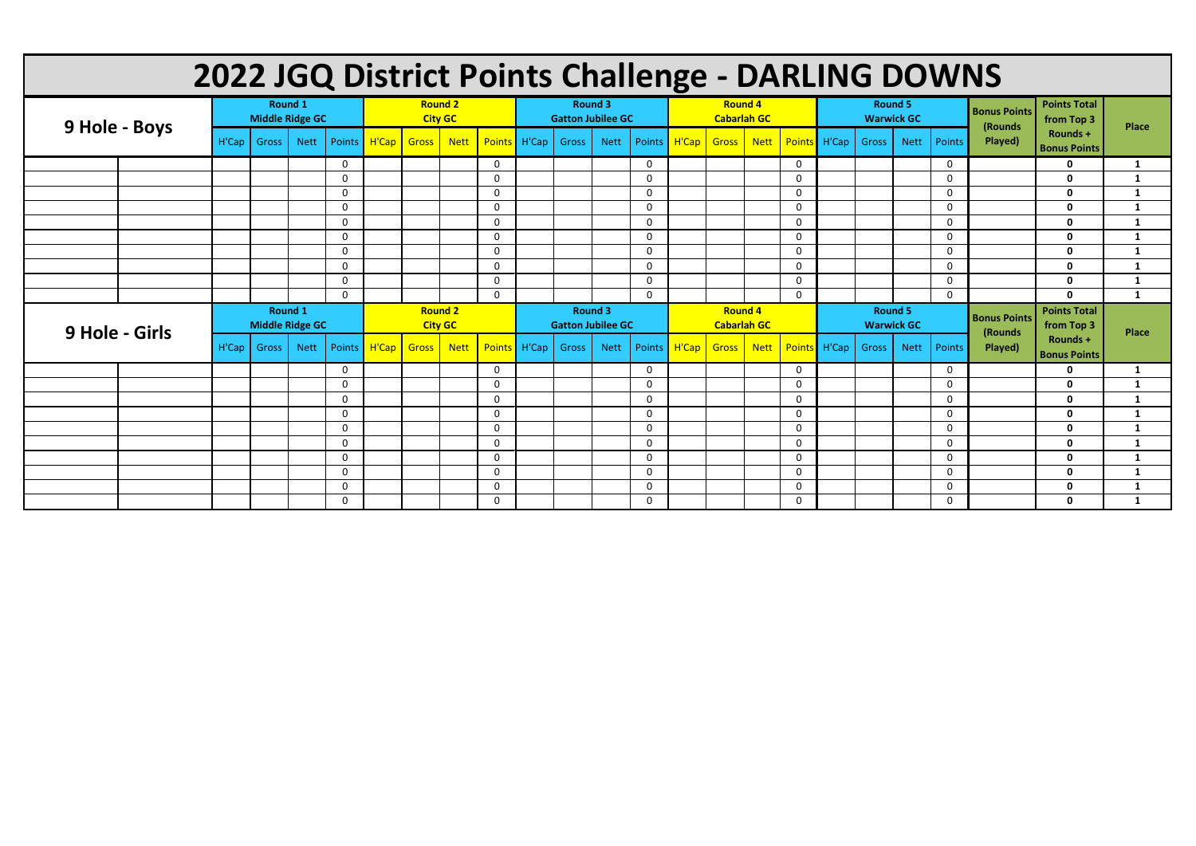# 2022 JGQ District Points Challenge - DARLING DOWNS

| 9 Hole - Boys | | Round 1 Middle Ridge GC | | | | Round 2 City GC | | | | Round 3 Gatton Jubilee GC | | | | Round 4 Cabarlah GC | | | | Round 5 Warwick GC | | | | Bonus Points (Rounds Played) | Points Total from Top 3 Rounds + Bonus Points | Place |
|---|---|---|---|---|---|---|---|---|---|---|---|---|---|---|---|---|---|---|---|---|---|---|---|---|---|---|
| | | H'Cap | Gross | Nett | Points | H'Cap | Gross | Nett | Points | H'Cap | Gross | Nett | Points | H'Cap | Gross | Nett | Points | H'Cap | Gross | Nett | Points | | | |
| | | | | | 0 | | | | 0 | | | | 0 | | | | 0 | | | | 0 | | **0** | **1** |
| | | | | | 0 | | | | 0 | | | | 0 | | | | 0 | | | | 0 | | **0** | **1** |
| | | | | | 0 | | | | 0 | | | | 0 | | | | 0 | | | | 0 | | **0** | **1** |
| | | | | | 0 | | | | 0 | | | | 0 | | | | 0 | | | | 0 | | **0** | **1** |
| | | | | | 0 | | | | 0 | | | | 0 | | | | 0 | | | | 0 | | **0** | **1** |
| | | | | | 0 | | | | 0 | | | | 0 | | | | 0 | | | | 0 | | **0** | **1** |
| | | | | | 0 | | | | 0 | | | | 0 | | | | 0 | | | | 0 | | **0** | **1** |
| | | | | | 0 | | | | 0 | | | | 0 | | | | 0 | | | | 0 | | **0** | **1** |
| | | | | | 0 | | | | 0 | | | | 0 | | | | 0 | | | | 0 | | **0** | **1** |
| | | | | | 0 | | | | 0 | | | | 0 | | | | 0 | | | | 0 | | **0** | **1** |

| 9 Hole - Girls | | Round 1 Middle Ridge GC | | | | Round 2 City GC | | | | Round 3 Gatton Jubilee GC | | | | Round 4 Cabarlah GC | | | | Round 5 Warwick GC | | | | Bonus Points (Rounds Played) | Points Total from Top 3 Rounds + Bonus Points | Place |
|---|---|---|---|---|---|---|---|---|---|---|---|---|---|---|---|---|---|---|---|---|---|---|---|---|---|---|
| | | H'Cap | Gross | Nett | Points | H'Cap | Gross | Nett | Points | H'Cap | Gross | Nett | Points | H'Cap | Gross | Nett | Points | H'Cap | Gross | Nett | Points | | | |
| | | | | | 0 | | | | 0 | | | | 0 | | | | 0 | | | | 0 | | **0** | **1** |
| | | | | | 0 | | | | 0 | | | | 0 | | | | 0 | | | | 0 | | **0** | **1** |
| | | | | | 0 | | | | 0 | | | | 0 | | | | 0 | | | | 0 | | **0** | **1** |
| | | | | | 0 | | | | 0 | | | | 0 | | | | 0 | | | | 0 | | **0** | **1** |
| | | | | | 0 | | | | 0 | | | | 0 | | | | 0 | | | | 0 | | **0** | **1** |
| | | | | | 0 | | | | 0 | | | | 0 | | | | 0 | | | | 0 | | **0** | **1** |
| | | | | | 0 | | | | 0 | | | | 0 | | | | 0 | | | | 0 | | **0** | **1** |
| | | | | | 0 | | | | 0 | | | | 0 | | | | 0 | | | | 0 | | **0** | **1** |
| | | | | | 0 | | | | 0 | | | | 0 | | | | 0 | | | | 0 | | **0** | **1** |
| | | | | | 0 | | | | 0 | | | | 0 | | | | 0 | | | | 0 | | **0** | **1** |